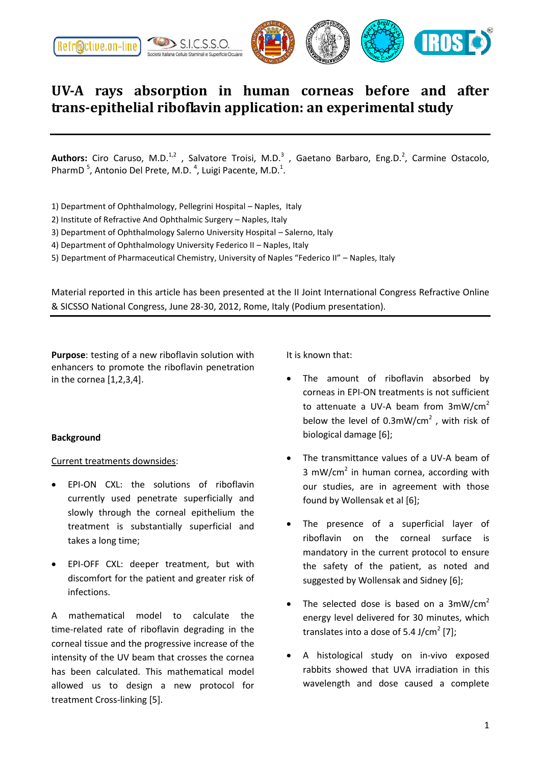# UV-A rays absorption in human corneas before and after trans-epithelial riboflavin application: an experimental study

**Authors:** Ciro Caruso, M.D.[1,2], Salvatore Troisi, M.D.[3], Gaetano Barbaro, Eng.D.[2], Carmine Ostacolo, PharmD [5], Antonio Del Prete, M.D. [4], Luigi Pacente, M.D.[1].

1) Department of Ophthalmology, Pellegrini Hospital – Naples, Italy
2) Institute of Refractive And Ophthalmic Surgery – Naples, Italy
3) Department of Ophthalmology Salerno University Hospital – Salerno, Italy
4) Department of Ophthalmology University Federico II – Naples, Italy
5) Department of Pharmaceutical Chemistry, University of Naples "Federico II" – Naples, Italy

Material reported in this article has been presented at the II Joint International Congress Refractive Online & SICSSO National Congress, June 28-30, 2012, Rome, Italy (Podium presentation).

**Purpose**: testing of a new riboflavin solution with enhancers to promote the riboflavin penetration in the cornea [1,2,3,4].

**Background**

Current treatments downsides:

- EPI-ON CXL: the solutions of riboflavin currently used penetrate superficially and slowly through the corneal epithelium the treatment is substantially superficial and takes a long time;
- EPI-OFF CXL: deeper treatment, but with discomfort for the patient and greater risk of infections.

A mathematical model to calculate the time-related rate of riboflavin degrading in the corneal tissue and the progressive increase of the intensity of the UV beam that crosses the cornea has been calculated. This mathematical model allowed us to design a new protocol for treatment Cross-linking [5].

It is known that:

- The amount of riboflavin absorbed by corneas in EPI-ON treatments is not sufficient to attenuate a UV-A beam from 3mW/cm$^2$ below the level of 0.3mW/cm$^2$, with risk of biological damage [6];
- The transmittance values of a UV-A beam of 3 mW/cm$^2$ in human cornea, according with our studies, are in agreement with those found by Wollensak et al [6];
- The presence of a superficial layer of riboflavin on the corneal surface is mandatory in the current protocol to ensure the safety of the patient, as noted and suggested by Wollensak and Sidney [6];
- The selected dose is based on a 3mW/cm$^2$ energy level delivered for 30 minutes, which translates into a dose of 5.4 J/cm$^2$ [7];
- A histological study on in-vivo exposed rabbits showed that UVA irradiation in this wavelength and dose caused a complete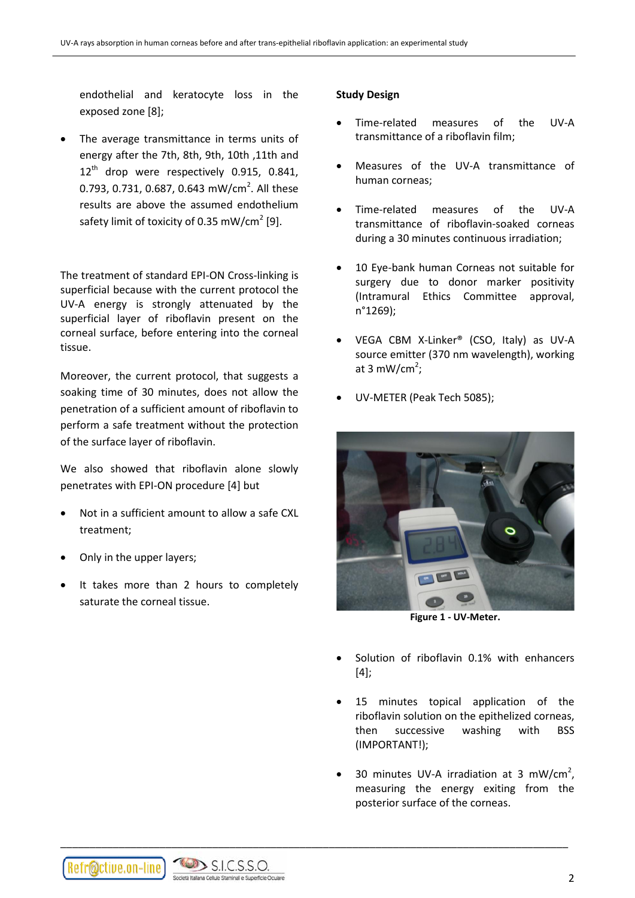endothelial and keratocyte loss in the exposed zone [8];

- The average transmittance in terms units of energy after the 7th, 8th, 9th, 10th ,11th and 12[th] drop were respectively 0.915, 0.841, 0.793, 0.731, 0.687, 0.643 mW/cm$^2$. All these results are above the assumed endothelium safety limit of toxicity of 0.35 mW/cm$^2$ [9].

The treatment of standard EPI-ON Cross-linking is superficial because with the current protocol the UV-A energy is strongly attenuated by the superficial layer of riboflavin present on the corneal surface, before entering into the corneal tissue.

Moreover, the current protocol, that suggests a soaking time of 30 minutes, does not allow the penetration of a sufficient amount of riboflavin to perform a safe treatment without the protection of the surface layer of riboflavin.

We also showed that riboflavin alone slowly penetrates with EPI-ON procedure [4] but

- Not in a sufficient amount to allow a safe CXL treatment;
- Only in the upper layers;
- It takes more than 2 hours to completely saturate the corneal tissue.

**Study Design**

- Time-related measures of the UV-A transmittance of a riboflavin film;
- Measures of the UV-A transmittance of human corneas;
- Time-related measures of the UV-A transmittance of riboflavin-soaked corneas during a 30 minutes continuous irradiation;
- 10 Eye-bank human Corneas not suitable for surgery due to donor marker positivity (Intramural Ethics Committee approval, n°1269);
- VEGA CBM X-Linker® (CSO, Italy) as UV-A source emitter (370 nm wavelength), working at 3 mW/cm$^2$;
- UV-METER (Peak Tech 5085);

**Figure 1 - UV-Meter.**

- Solution of riboflavin 0.1% with enhancers [4];
- 15 minutes topical application of the riboflavin solution on the epithelized corneas, then successive washing with BSS (IMPORTANT!);
- 30 minutes UV-A irradiation at 3 mW/cm$^2$, measuring the energy exiting from the posterior surface of the corneas.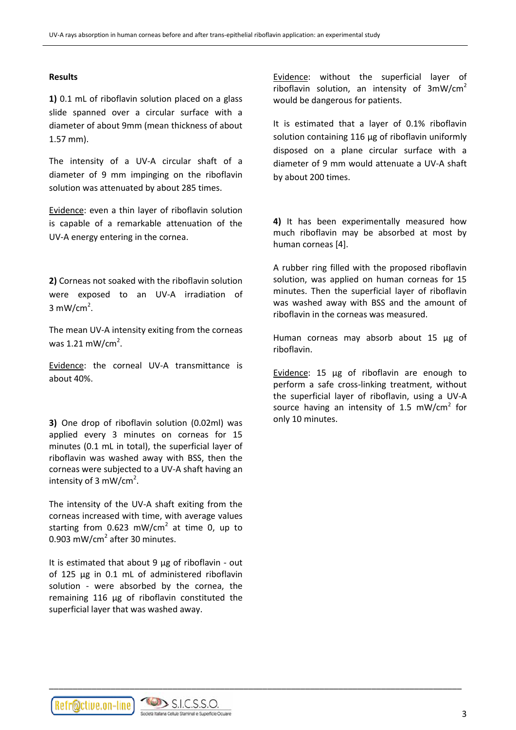## Results

**1)** 0.1 mL of riboflavin solution placed on a glass slide spanned over a circular surface with a diameter of about 9mm (mean thickness of about 1.57 mm).

The intensity of a UV-A circular shaft of a diameter of 9 mm impinging on the riboflavin solution was attenuated by about 285 times.

Evidence: even a thin layer of riboflavin solution is capable of a remarkable attenuation of the UV-A energy entering in the cornea.

**2)** Corneas not soaked with the riboflavin solution were exposed to an UV-A irradiation of 3 mW/cm$^2$.

The mean UV-A intensity exiting from the corneas was 1.21 mW/cm$^2$.

Evidence: the corneal UV-A transmittance is about 40%.

**3)** One drop of riboflavin solution (0.02ml) was applied every 3 minutes on corneas for 15 minutes (0.1 mL in total), the superficial layer of riboflavin was washed away with BSS, then the corneas were subjected to a UV-A shaft having an intensity of 3 mW/cm$^2$.

The intensity of the UV-A shaft exiting from the corneas increased with time, with average values starting from 0.623 mW/cm$^2$ at time 0, up to 0.903 mW/cm$^2$ after 30 minutes.

It is estimated that about 9 µg of riboflavin - out of 125 µg in 0.1 mL of administered riboflavin solution - were absorbed by the cornea, the remaining 116 µg of riboflavin constituted the superficial layer that was washed away.

Evidence: without the superficial layer of riboflavin solution, an intensity of 3mW/cm$^2$ would be dangerous for patients.

It is estimated that a layer of 0.1% riboflavin solution containing 116 µg of riboflavin uniformly disposed on a plane circular surface with a diameter of 9 mm would attenuate a UV-A shaft by about 200 times.

**4)** It has been experimentally measured how much riboflavin may be absorbed at most by human corneas [4].

A rubber ring filled with the proposed riboflavin solution, was applied on human corneas for 15 minutes. Then the superficial layer of riboflavin was washed away with BSS and the amount of riboflavin in the corneas was measured.

Human corneas may absorb about 15 µg of riboflavin.

Evidence: 15 µg of riboflavin are enough to perform a safe cross-linking treatment, without the superficial layer of riboflavin, using a UV-A source having an intensity of 1.5 mW/cm$^2$ for only 10 minutes.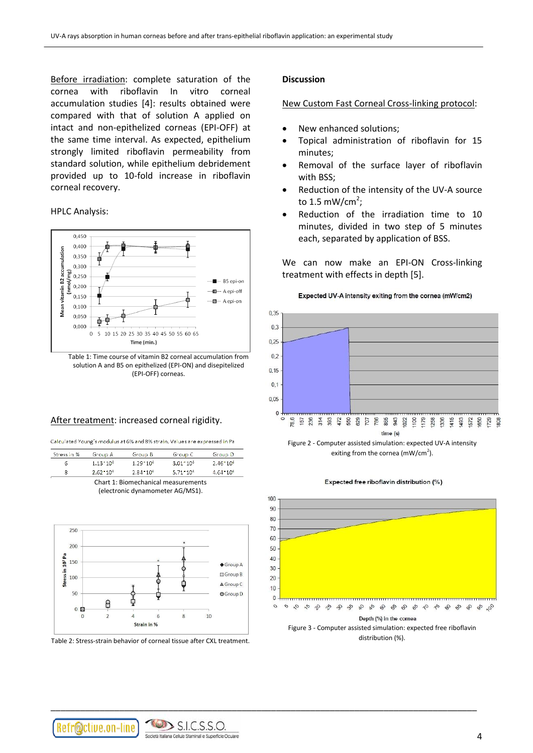Before irradiation: complete saturation of the cornea with riboflavin In vitro corneal accumulation studies [4]: results obtained were compared with that of solution A applied on intact and non-epithelized corneas (EPI-OFF) at the same time interval. As expected, epithelium strongly limited riboflavin permeability from standard solution, while epithelium debridement provided up to 10-fold increase in riboflavin corneal recovery.

HPLC Analysis:

Table 1: Time course of vitamin B2 corneal accumulation from solution A and B5 on epithelized (EPI-ON) and disepitelized (EPI-OFF) corneas.

After treatment: increased corneal rigidity.

Calculated Young's modulus at 6% and 8% strain. Values are expressed in Pa

| Stress in % | Group A | Group B | Group C | Group D |
|---|---|---|---|---|
| 6 | $1.13\cdot10^6$ | $1.29\cdot10^6$ | $3.01\cdot10^6$ | $2.46\cdot10^6$ |
| 8 | $2.62\cdot10^6$ | $2.84\cdot10^6$ | $5.71\cdot10^6$ | $4.64\cdot10^6$ |

Chart 1: Biomechanical measurements (electronic dynamometer AG/MS1).

Table 2: Stress-strain behavior of corneal tissue after CXL treatment.

**Discussion**

New Custom Fast Corneal Cross-linking protocol:

- New enhanced solutions;
- Topical administration of riboflavin for 15 minutes;
- Removal of the surface layer of riboflavin with BSS;
- Reduction of the intensity of the UV-A source to 1.5 mW/cm$^2$;
- Reduction of the irradiation time to 10 minutes, divided in two step of 5 minutes each, separated by application of BSS.

We can now make an EPI-ON Cross-linking treatment with effects in depth [5].

Figure 2 - Computer assisted simulation: expected UV-A intensity exiting from the cornea (mW/cm$^2$).

Figure 3 - Computer assisted simulation: expected free riboflavin distribution (%).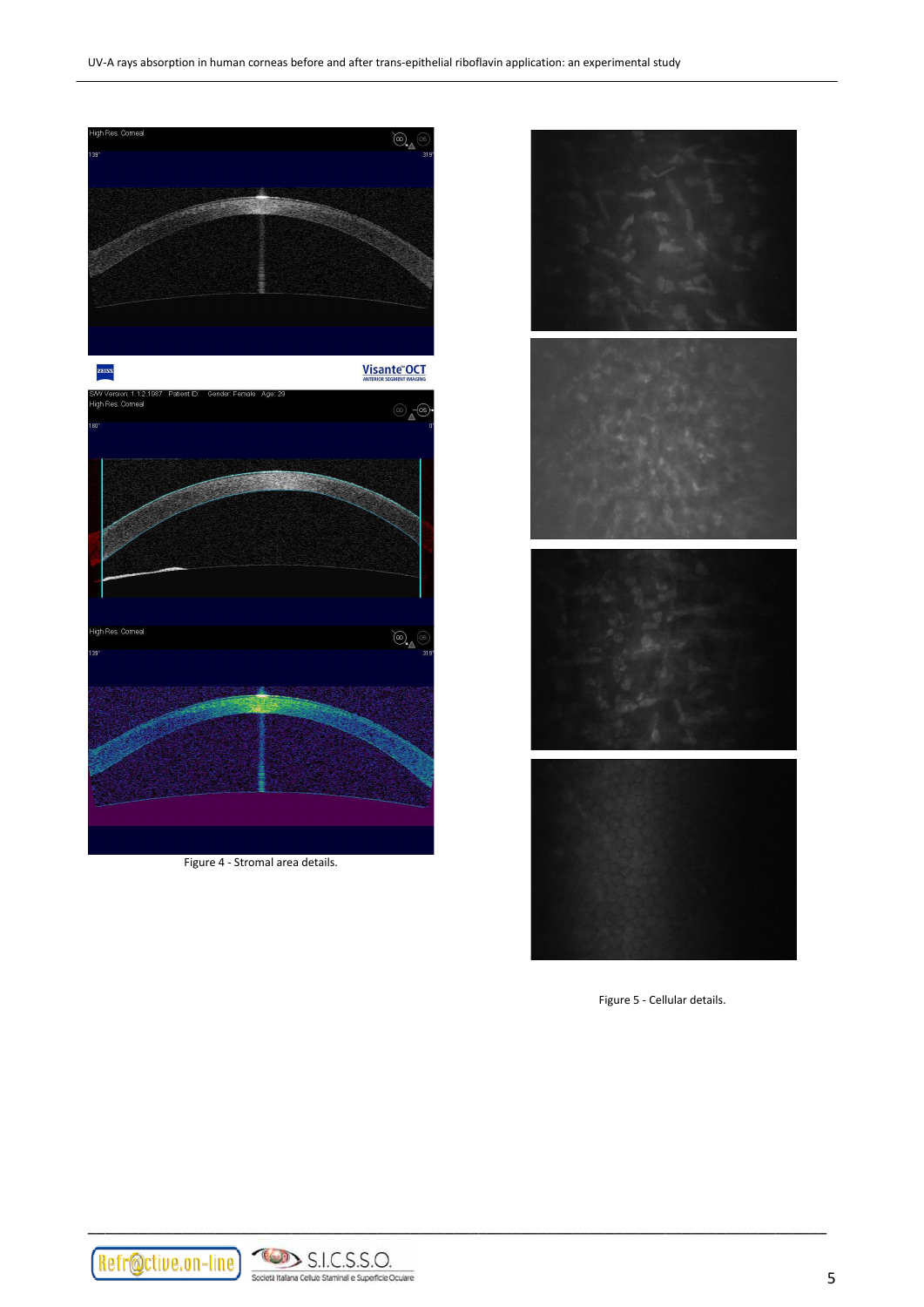Figure 4 - Stromal area details.

Figure 5 - Cellular details.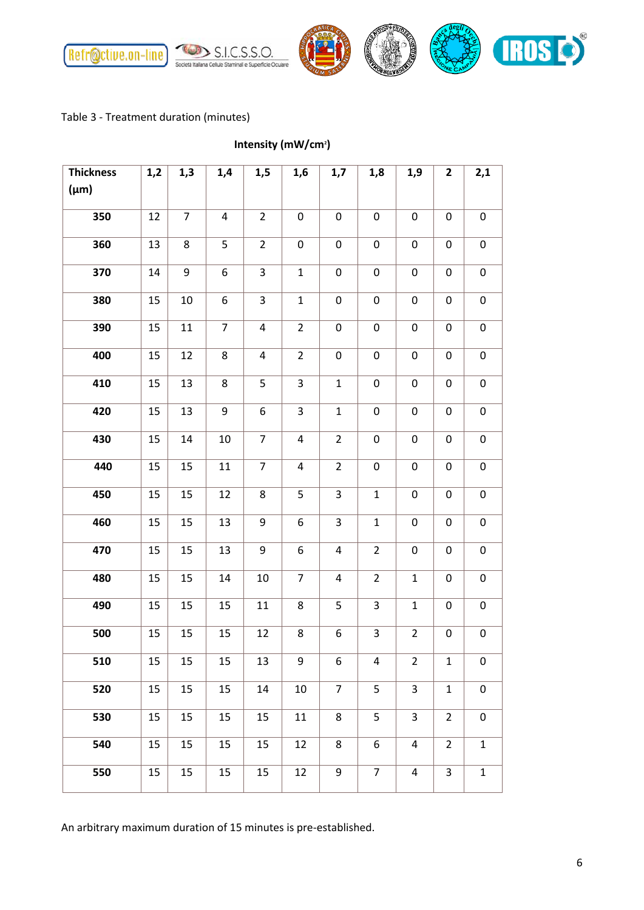Table 3 - Treatment duration (minutes)

**Intensity (mW/cm²)**

| **Thickness (μm)** | **1,2** | **1,3** | **1,4** | **1,5** | **1,6** | **1,7** | **1,8** | **1,9** | **2** | **2,1** |
|---|---|---|---|---|---|---|---|---|---|---|
| **350** | 12 | 7 | 4 | 2 | 0 | 0 | 0 | 0 | 0 | 0 |
| **360** | 13 | 8 | 5 | 2 | 0 | 0 | 0 | 0 | 0 | 0 |
| **370** | 14 | 9 | 6 | 3 | 1 | 0 | 0 | 0 | 0 | 0 |
| **380** | 15 | 10 | 6 | 3 | 1 | 0 | 0 | 0 | 0 | 0 |
| **390** | 15 | 11 | 7 | 4 | 2 | 0 | 0 | 0 | 0 | 0 |
| **400** | 15 | 12 | 8 | 4 | 2 | 0 | 0 | 0 | 0 | 0 |
| **410** | 15 | 13 | 8 | 5 | 3 | 1 | 0 | 0 | 0 | 0 |
| **420** | 15 | 13 | 9 | 6 | 3 | 1 | 0 | 0 | 0 | 0 |
| **430** | 15 | 14 | 10 | 7 | 4 | 2 | 0 | 0 | 0 | 0 |
| **440** | 15 | 15 | 11 | 7 | 4 | 2 | 0 | 0 | 0 | 0 |
| **450** | 15 | 15 | 12 | 8 | 5 | 3 | 1 | 0 | 0 | 0 |
| **460** | 15 | 15 | 13 | 9 | 6 | 3 | 1 | 0 | 0 | 0 |
| **470** | 15 | 15 | 13 | 9 | 6 | 4 | 2 | 0 | 0 | 0 |
| **480** | 15 | 15 | 14 | 10 | 7 | 4 | 2 | 1 | 0 | 0 |
| **490** | 15 | 15 | 15 | 11 | 8 | 5 | 3 | 1 | 0 | 0 |
| **500** | 15 | 15 | 15 | 12 | 8 | 6 | 3 | 2 | 0 | 0 |
| **510** | 15 | 15 | 15 | 13 | 9 | 6 | 4 | 2 | 1 | 0 |
| **520** | 15 | 15 | 15 | 14 | 10 | 7 | 5 | 3 | 1 | 0 |
| **530** | 15 | 15 | 15 | 15 | 11 | 8 | 5 | 3 | 2 | 0 |
| **540** | 15 | 15 | 15 | 15 | 12 | 8 | 6 | 4 | 2 | 1 |
| **550** | 15 | 15 | 15 | 15 | 12 | 9 | 7 | 4 | 3 | 1 |

An arbitrary maximum duration of 15 minutes is pre-established.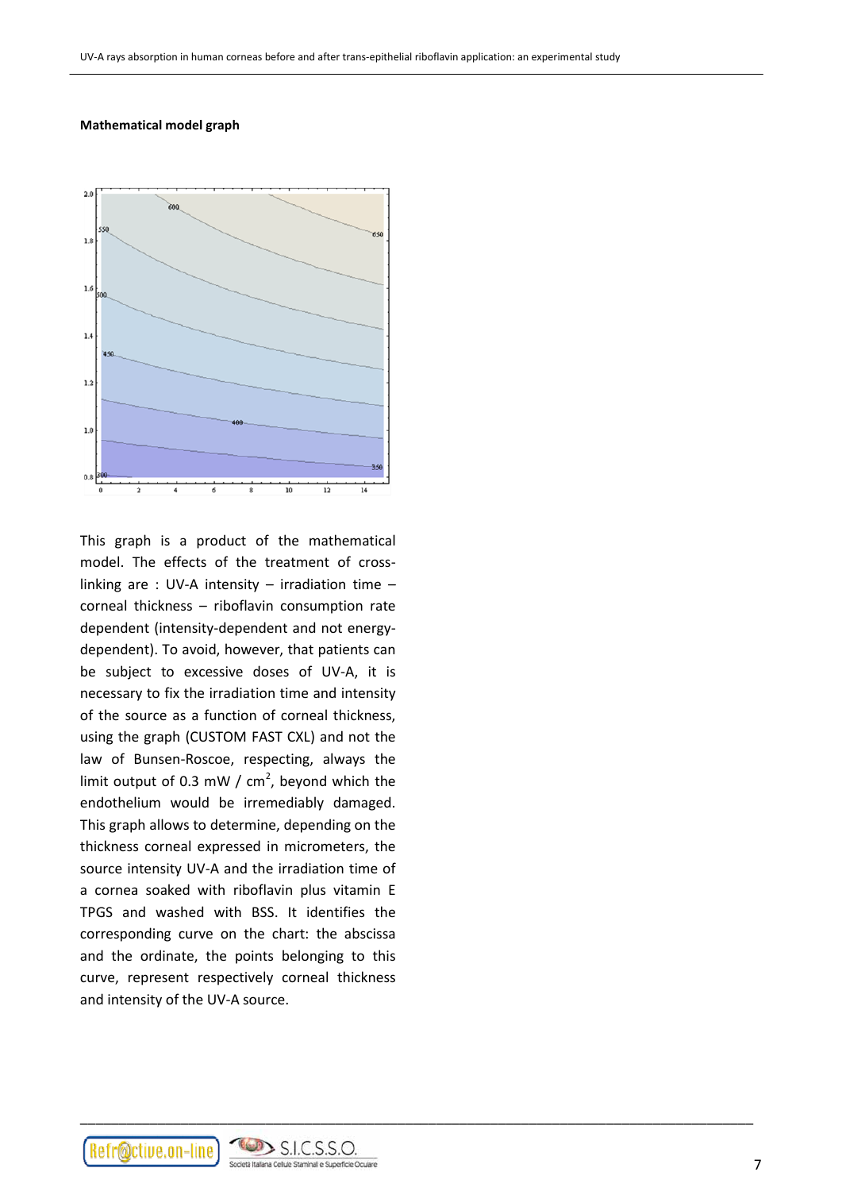**Mathematical model graph**

This graph is a product of the mathematical model. The effects of the treatment of cross-linking are : UV-A intensity – irradiation time – corneal thickness – riboflavin consumption rate dependent (intensity-dependent and not energy-dependent). To avoid, however, that patients can be subject to excessive doses of UV-A, it is necessary to fix the irradiation time and intensity of the source as a function of corneal thickness, using the graph (CUSTOM FAST CXL) and not the law of Bunsen-Roscoe, respecting, always the limit output of 0.3 mW / $cm^2$, beyond which the endothelium would be irremediably damaged. This graph allows to determine, depending on the thickness corneal expressed in micrometers, the source intensity UV-A and the irradiation time of a cornea soaked with riboflavin plus vitamin E TPGS and washed with BSS. It identifies the corresponding curve on the chart: the abscissa and the ordinate, the points belonging to this curve, represent respectively corneal thickness and intensity of the UV-A source.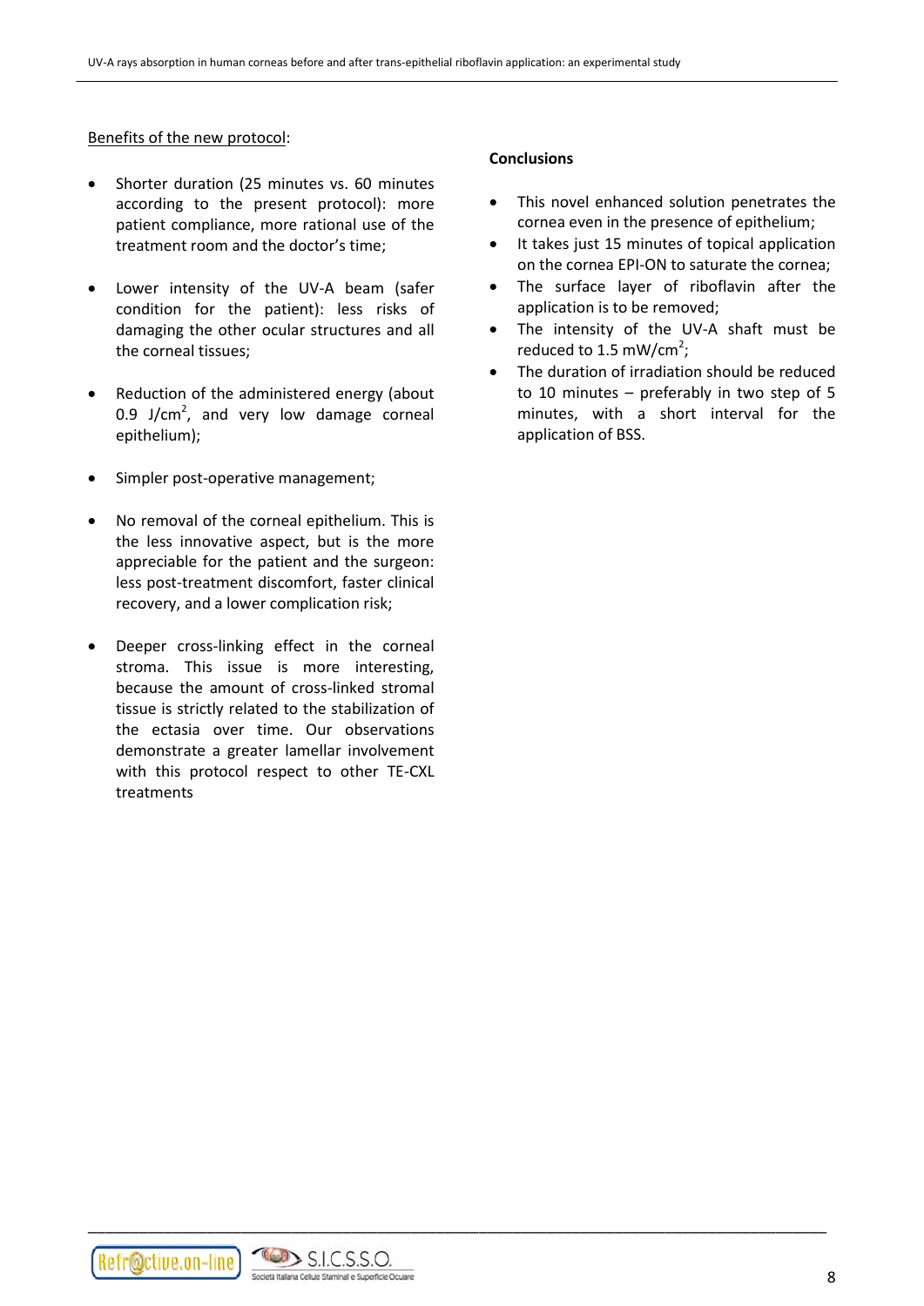Benefits of the new protocol:

- Shorter duration (25 minutes vs. 60 minutes according to the present protocol): more patient compliance, more rational use of the treatment room and the doctor's time;
- Lower intensity of the UV-A beam (safer condition for the patient): less risks of damaging the other ocular structures and all the corneal tissues;
- Reduction of the administered energy (about 0.9 $J/cm^2$, and very low damage corneal epithelium);
- Simpler post-operative management;
- No removal of the corneal epithelium. This is the less innovative aspect, but is the more appreciable for the patient and the surgeon: less post-treatment discomfort, faster clinical recovery, and a lower complication risk;
- Deeper cross-linking effect in the corneal stroma. This issue is more interesting, because the amount of cross-linked stromal tissue is strictly related to the stabilization of the ectasia over time. Our observations demonstrate a greater lamellar involvement with this protocol respect to other TE-CXL treatments

**Conclusions**

- This novel enhanced solution penetrates the cornea even in the presence of epithelium;
- It takes just 15 minutes of topical application on the cornea EPI-ON to saturate the cornea;
- The surface layer of riboflavin after the application is to be removed;
- The intensity of the UV-A shaft must be reduced to 1.5 $mW/cm^2$;
- The duration of irradiation should be reduced to 10 minutes – preferably in two step of 5 minutes, with a short interval for the application of BSS.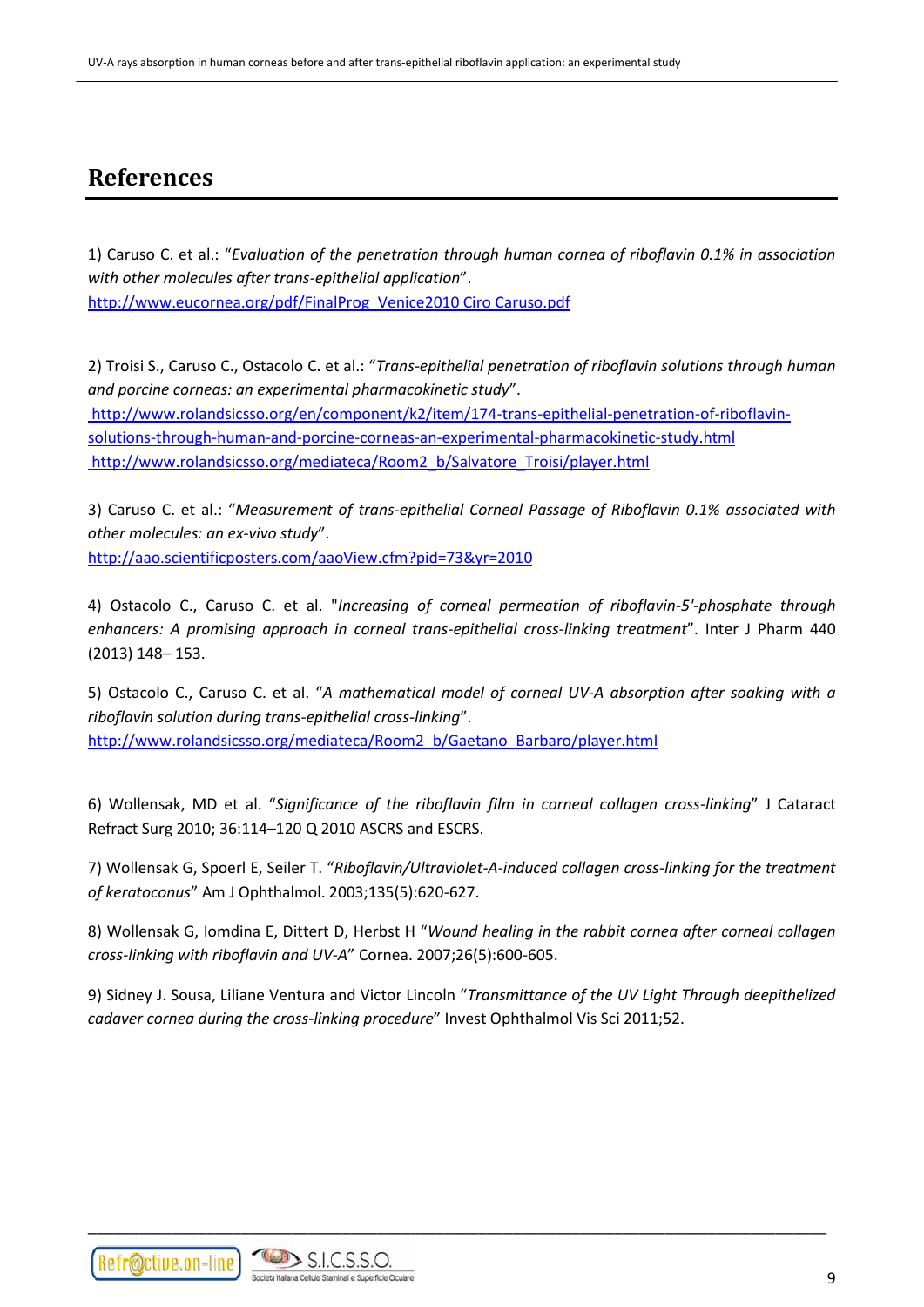# References

1) Caruso C. et al.: "*Evaluation of the penetration through human cornea of riboflavin 0.1% in association with other molecules after trans-epithelial application*".
http://www.eucornea.org/pdf/FinalProg_Venice2010 Ciro Caruso.pdf

2) Troisi S., Caruso C., Ostacolo C. et al.: "*Trans-epithelial penetration of riboflavin solutions through human and porcine corneas: an experimental pharmacokinetic study*".
http://www.rolandsicsso.org/en/component/k2/item/174-trans-epithelial-penetration-of-riboflavin-solutions-through-human-and-porcine-corneas-an-experimental-pharmacokinetic-study.html
http://www.rolandsicsso.org/mediateca/Room2_b/Salvatore_Troisi/player.html

3) Caruso C. et al.: "*Measurement of trans-epithelial Corneal Passage of Riboflavin 0.1% associated with other molecules: an ex-vivo study*".
http://aao.scientificposters.com/aaoView.cfm?pid=73&yr=2010

4) Ostacolo C., Caruso C. et al. "*Increasing of corneal permeation of riboflavin-5'-phosphate through enhancers: A promising approach in corneal trans-epithelial cross-linking treatment*". Inter J Pharm 440 (2013) 148– 153.

5) Ostacolo C., Caruso C. et al. "*A mathematical model of corneal UV-A absorption after soaking with a riboflavin solution during trans-epithelial cross-linking*".
http://www.rolandsicsso.org/mediateca/Room2_b/Gaetano_Barbaro/player.html

6) Wollensak, MD et al. "*Significance of the riboflavin film in corneal collagen cross-linking*" J Cataract Refract Surg 2010; 36:114–120 Q 2010 ASCRS and ESCRS.

7) Wollensak G, Spoerl E, Seiler T. "*Riboflavin/Ultraviolet-A-induced collagen cross-linking for the treatment of keratoconus*" Am J Ophthalmol. 2003;135(5):620-627.

8) Wollensak G, Iomdina E, Dittert D, Herbst H "*Wound healing in the rabbit cornea after corneal collagen cross-linking with riboflavin and UV-A*" Cornea. 2007;26(5):600-605.

9) Sidney J. Sousa, Liliane Ventura and Victor Lincoln "*Transmittance of the UV Light Through deepithelized cadaver cornea during the cross-linking procedure*" Invest Ophthalmol Vis Sci 2011;52.